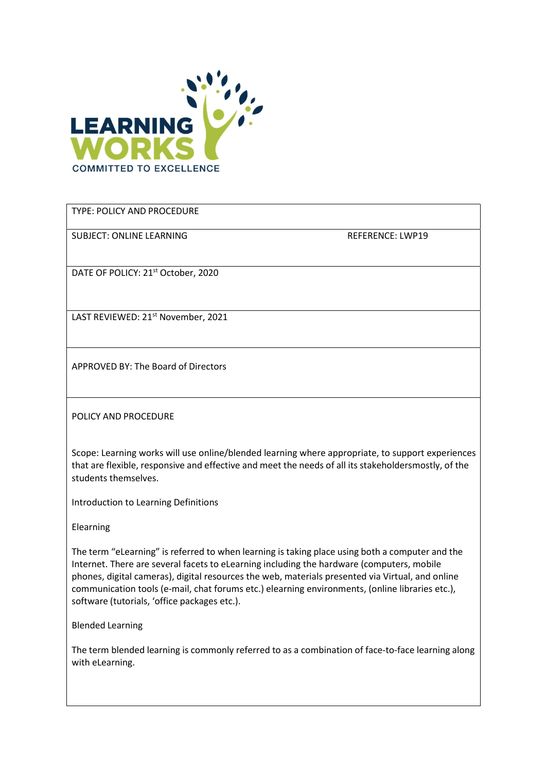LEARNING WORKS
COMMITTED TO EXCELLENCE

| TYPE: POLICY AND PROCEDURE | |
|---|---|
| SUBJECT: ONLINE LEARNING | REFERENCE: LWP19 |
| DATE OF POLICY: 21st October, 2020 | |
| LAST REVIEWED: 21st November, 2021 | |
| APPROVED BY: The Board of Directors | |

POLICY AND PROCEDURE

Scope: Learning works will use online/blended learning where appropriate, to support experiences that are flexible, responsive and effective and meet the needs of all its stakeholdersmostly, of the students themselves.

Introduction to Learning Definitions

Elearning

The term "eLearning" is referred to when learning is taking place using both a computer and the Internet. There are several facets to eLearning including the hardware (computers, mobile phones, digital cameras), digital resources the web, materials presented via Virtual, and online communication tools (e-mail, chat forums etc.) elearning environments, (online libraries etc.), software (tutorials, 'office packages etc.).

Blended Learning

The term blended learning is commonly referred to as a combination of face-to-face learning along with eLearning.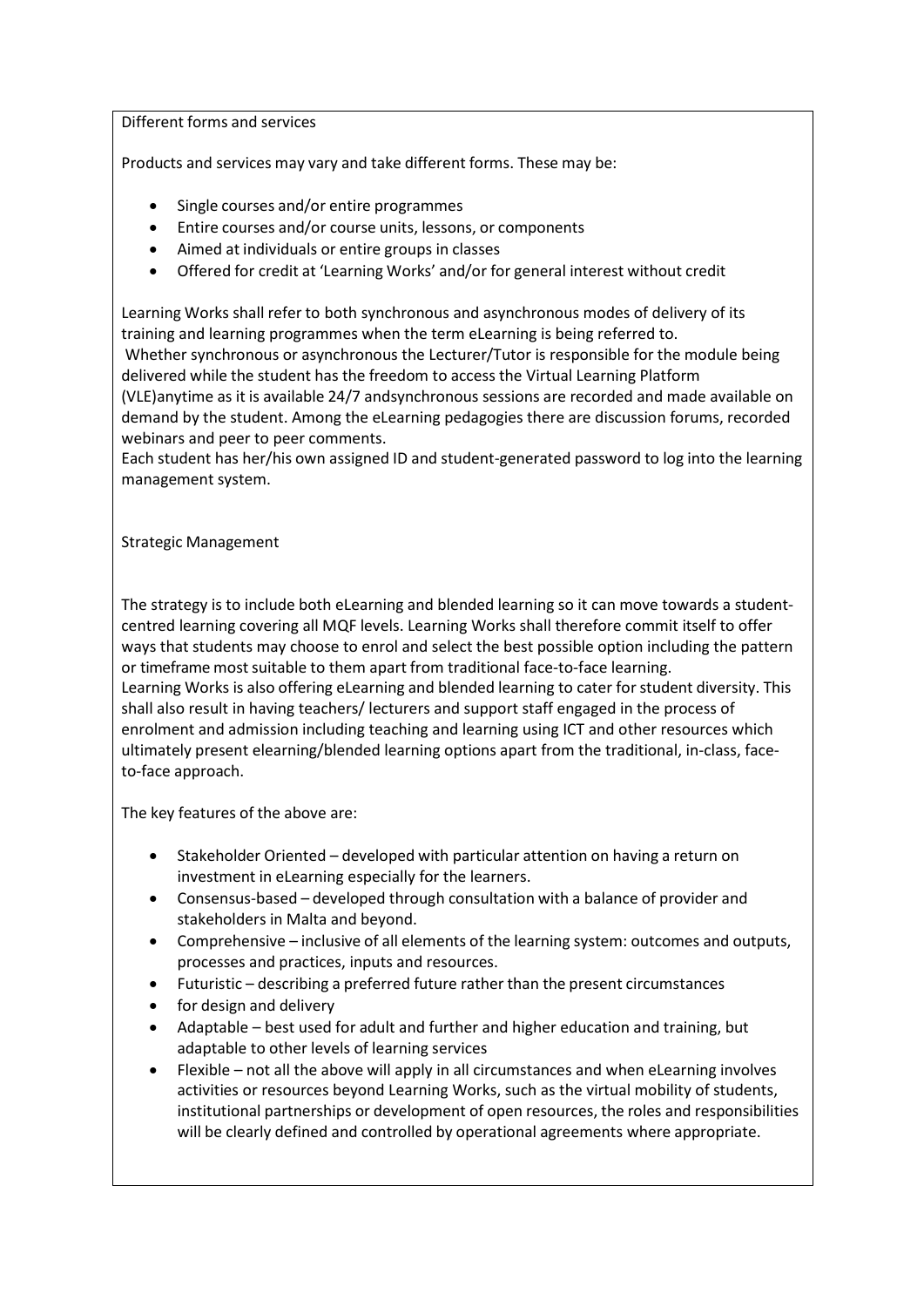## Different forms and services

Products and services may vary and take different forms. These may be:

- Single courses and/or entire programmes
- Entire courses and/or course units, lessons, or components
- Aimed at individuals or entire groups in classes
- Offered for credit at 'Learning Works' and/or for general interest without credit

Learning Works shall refer to both synchronous and asynchronous modes of delivery of its training and learning programmes when the term eLearning is being referred to.
Whether synchronous or asynchronous the Lecturer/Tutor is responsible for the module being delivered while the student has the freedom to access the Virtual Learning Platform (VLE)anytime as it is available 24/7 andsynchronous sessions are recorded and made available on demand by the student. Among the eLearning pedagogies there are discussion forums, recorded webinars and peer to peer comments.
Each student has her/his own assigned ID and student-generated password to log into the learning management system.

## Strategic Management

The strategy is to include both eLearning and blended learning so it can move towards a student-centred learning covering all MQF levels. Learning Works shall therefore commit itself to offer ways that students may choose to enrol and select the best possible option including the pattern or timeframe most suitable to them apart from traditional face-to-face learning.
Learning Works is also offering eLearning and blended learning to cater for student diversity. This shall also result in having teachers/ lecturers and support staff engaged in the process of enrolment and admission including teaching and learning using ICT and other resources which ultimately present elearning/blended learning options apart from the traditional, in-class, face-to-face approach.

The key features of the above are:

- Stakeholder Oriented – developed with particular attention on having a return on investment in eLearning especially for the learners.
- Consensus-based – developed through consultation with a balance of provider and stakeholders in Malta and beyond.
- Comprehensive – inclusive of all elements of the learning system: outcomes and outputs, processes and practices, inputs and resources.
- Futuristic – describing a preferred future rather than the present circumstances
- for design and delivery
- Adaptable – best used for adult and further and higher education and training, but adaptable to other levels of learning services
- Flexible – not all the above will apply in all circumstances and when eLearning involves activities or resources beyond Learning Works, such as the virtual mobility of students, institutional partnerships or development of open resources, the roles and responsibilities will be clearly defined and controlled by operational agreements where appropriate.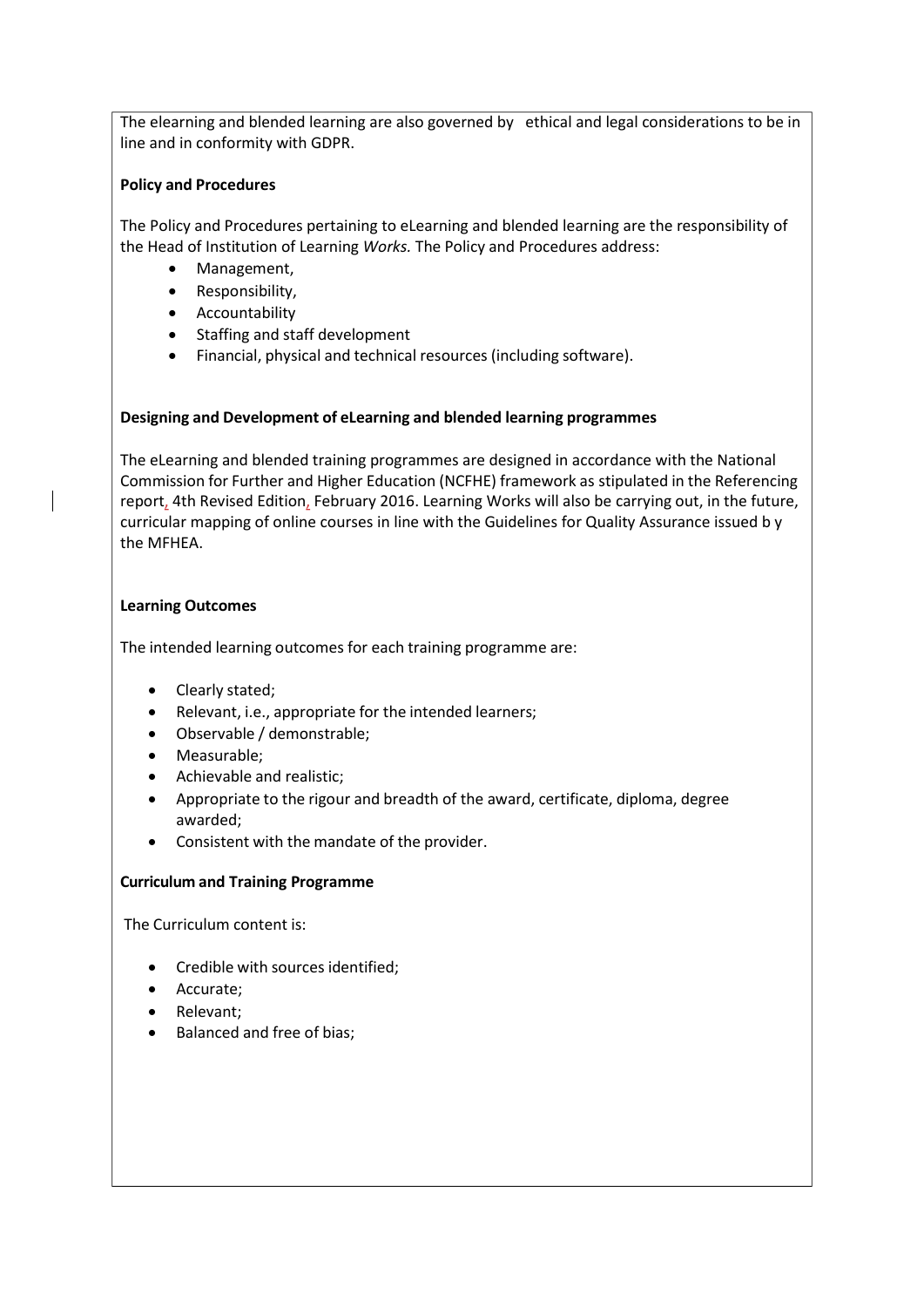The elearning and blended learning are also governed by ethical and legal considerations to be in line and in conformity with GDPR.

**Policy and Procedures**

The Policy and Procedures pertaining to eLearning and blended learning are the responsibility of the Head of Institution of Learning *Works.* The Policy and Procedures address:

- Management,
- Responsibility,
- Accountability
- Staffing and staff development
- Financial, physical and technical resources (including software).

**Designing and Development of eLearning and blended learning programmes**

The eLearning and blended training programmes are designed in accordance with the National Commission for Further and Higher Education (NCFHE) framework as stipulated in the Referencing report, 4th Revised Edition, February 2016. Learning Works will also be carrying out, in the future, curricular mapping of online courses in line with the Guidelines for Quality Assurance issued b y the MFHEA.

**Learning Outcomes**

The intended learning outcomes for each training programme are:

- Clearly stated;
- Relevant, i.e., appropriate for the intended learners;
- Observable / demonstrable;
- Measurable;
- Achievable and realistic;
- Appropriate to the rigour and breadth of the award, certificate, diploma, degree awarded;
- Consistent with the mandate of the provider.

**Curriculum and Training Programme**

The Curriculum content is:

- Credible with sources identified;
- Accurate;
- Relevant;
- Balanced and free of bias;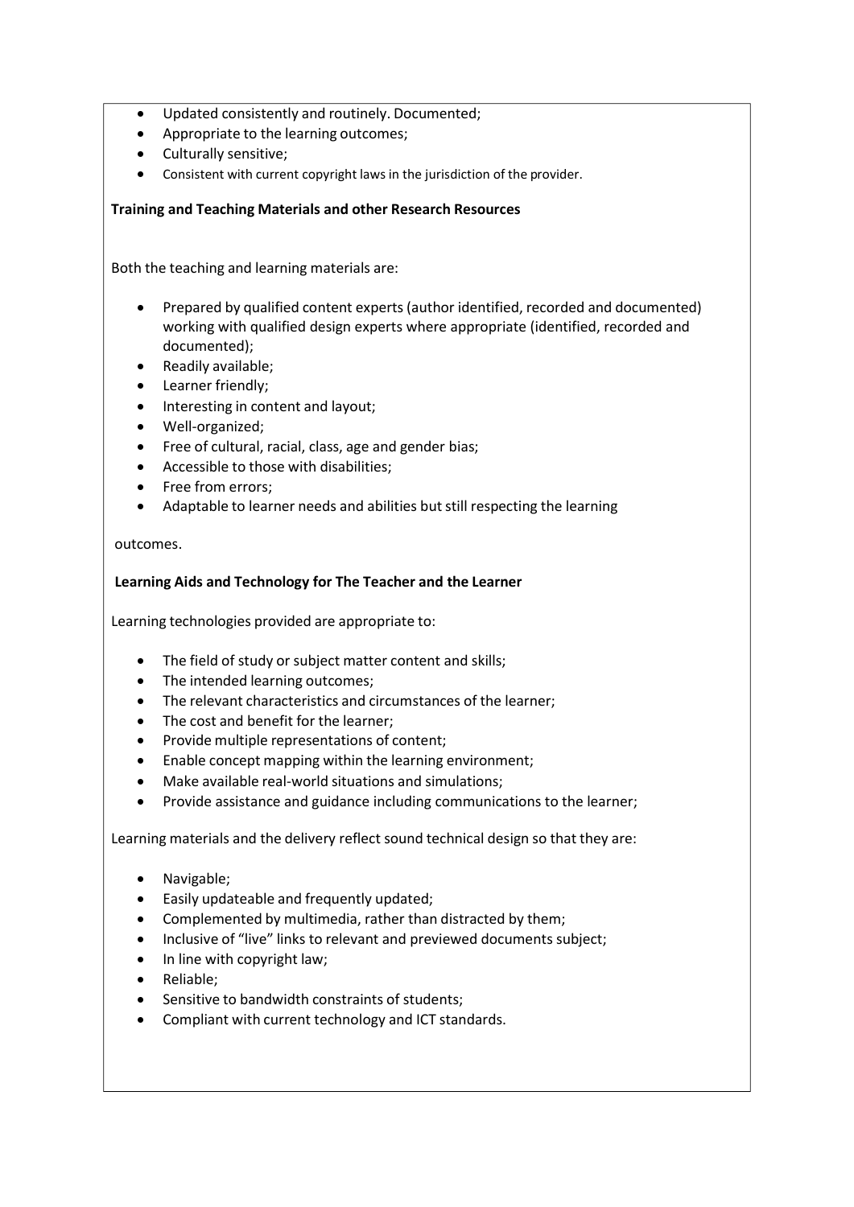- Updated consistently and routinely. Documented;
- Appropriate to the learning outcomes;
- Culturally sensitive;
- Consistent with current copyright laws in the jurisdiction of the provider.

**Training and Teaching Materials and other Research Resources**

Both the teaching and learning materials are:

- Prepared by qualified content experts (author identified, recorded and documented) working with qualified design experts where appropriate (identified, recorded and documented);
- Readily available;
- Learner friendly;
- Interesting in content and layout;
- Well-organized;
- Free of cultural, racial, class, age and gender bias;
- Accessible to those with disabilities;
- Free from errors;
- Adaptable to learner needs and abilities but still respecting the learning

outcomes.

**Learning Aids and Technology for The Teacher and the Learner**

Learning technologies provided are appropriate to:

- The field of study or subject matter content and skills;
- The intended learning outcomes;
- The relevant characteristics and circumstances of the learner;
- The cost and benefit for the learner;
- Provide multiple representations of content;
- Enable concept mapping within the learning environment;
- Make available real-world situations and simulations;
- Provide assistance and guidance including communications to the learner;

Learning materials and the delivery reflect sound technical design so that they are:

- Navigable;
- Easily updateable and frequently updated;
- Complemented by multimedia, rather than distracted by them;
- Inclusive of "live" links to relevant and previewed documents subject;
- In line with copyright law;
- Reliable;
- Sensitive to bandwidth constraints of students;
- Compliant with current technology and ICT standards.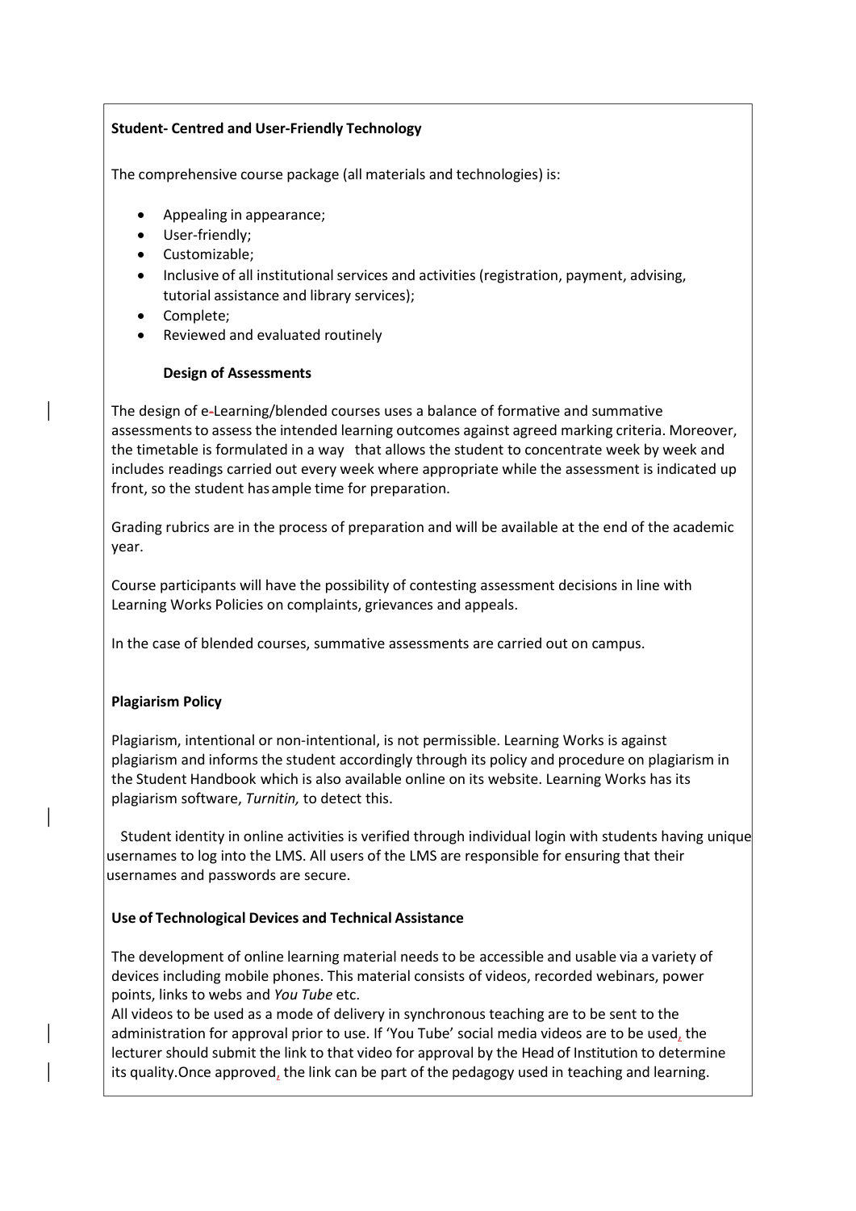**Student- Centred and User-Friendly Technology**

The comprehensive course package (all materials and technologies) is:

- Appealing in appearance;
- User-friendly;
- Customizable;
- Inclusive of all institutional services and activities (registration, payment, advising, tutorial assistance and library services);
- Complete;
- Reviewed and evaluated routinely

**Design of Assessments**

The design of e-Learning/blended courses uses a balance of formative and summative assessments to assess the intended learning outcomes against agreed marking criteria. Moreover, the timetable is formulated in a way that allows the student to concentrate week by week and includes readings carried out every week where appropriate while the assessment is indicated up front, so the student has ample time for preparation.

Grading rubrics are in the process of preparation and will be available at the end of the academic year.

Course participants will have the possibility of contesting assessment decisions in line with Learning Works Policies on complaints, grievances and appeals.

In the case of blended courses, summative assessments are carried out on campus.

**Plagiarism Policy**

Plagiarism, intentional or non-intentional, is not permissible. Learning Works is against plagiarism and informs the student accordingly through its policy and procedure on plagiarism in the Student Handbook which is also available online on its website. Learning Works has its plagiarism software, *Turnitin,* to detect this.

Student identity in online activities is verified through individual login with students having unique usernames to log into the LMS. All users of the LMS are responsible for ensuring that their usernames and passwords are secure.

**Use of Technological Devices and Technical Assistance**

The development of online learning material needs to be accessible and usable via a variety of devices including mobile phones. This material consists of videos, recorded webinars, power points, links to webs and *You Tube* etc.

All videos to be used as a mode of delivery in synchronous teaching are to be sent to the administration for approval prior to use. If 'You Tube' social media videos are to be used, the lecturer should submit the link to that video for approval by the Head of Institution to determine its quality.Once approved, the link can be part of the pedagogy used in teaching and learning.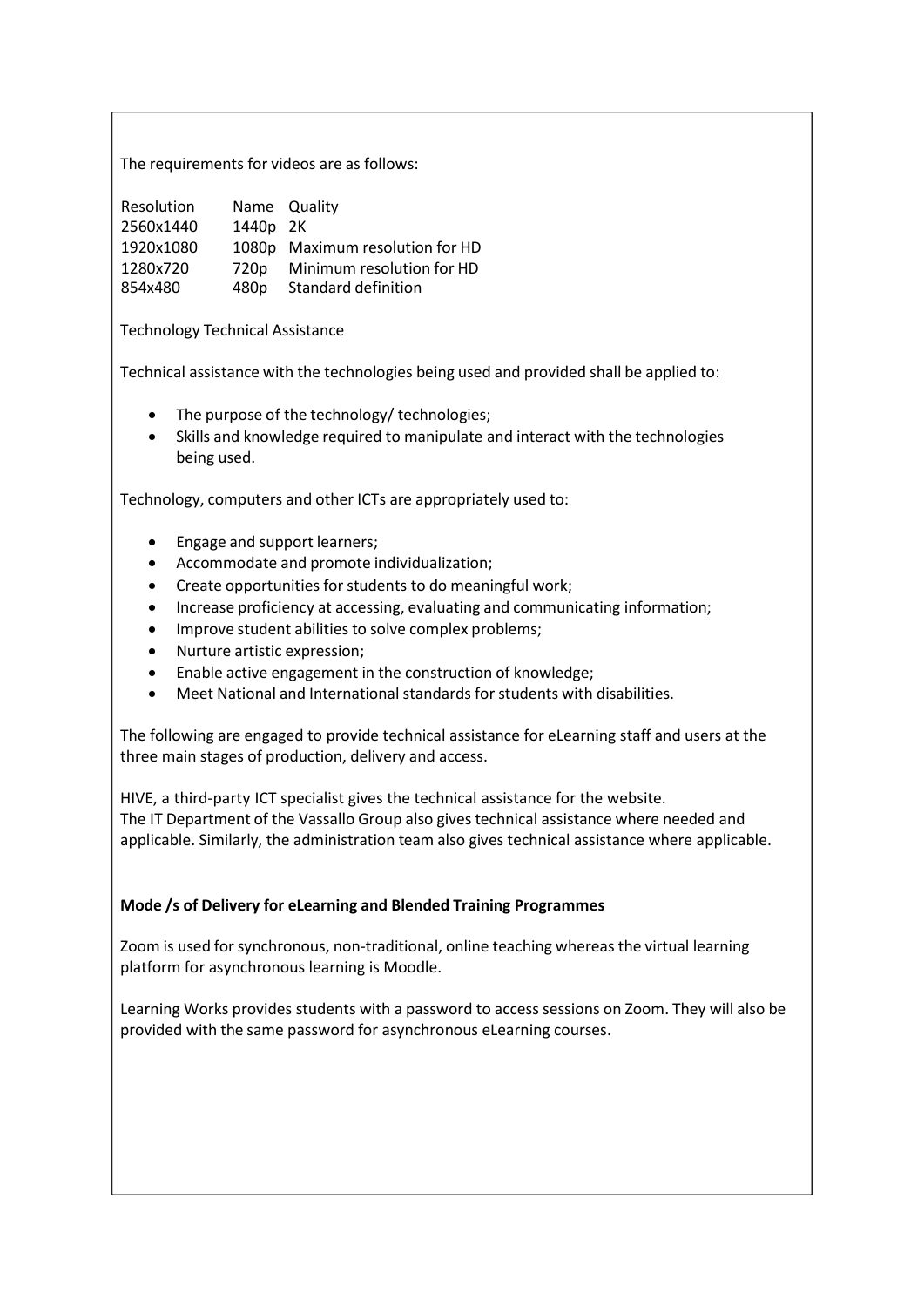The requirements for videos are as follows:

| Resolution | Name | Quality |
| --- | --- | --- |
| 2560x1440 | 1440p | 2K |
| 1920x1080 | 1080p | Maximum resolution for HD |
| 1280x720 | 720p | Minimum resolution for HD |
| 854x480 | 480p | Standard definition |

Technology Technical Assistance

Technical assistance with the technologies being used and provided shall be applied to:

- The purpose of the technology/ technologies;
- Skills and knowledge required to manipulate and interact with the technologies being used.

Technology, computers and other ICTs are appropriately used to:

- Engage and support learners;
- Accommodate and promote individualization;
- Create opportunities for students to do meaningful work;
- Increase proficiency at accessing, evaluating and communicating information;
- Improve student abilities to solve complex problems;
- Nurture artistic expression;
- Enable active engagement in the construction of knowledge;
- Meet National and International standards for students with disabilities.

The following are engaged to provide technical assistance for eLearning staff and users at the three main stages of production, delivery and access.

HIVE, a third-party ICT specialist gives the technical assistance for the website.
The IT Department of the Vassallo Group also gives technical assistance where needed and applicable. Similarly, the administration team also gives technical assistance where applicable.

**Mode /s of Delivery for eLearning and Blended Training Programmes**

Zoom is used for synchronous, non-traditional, online teaching whereas the virtual learning platform for asynchronous learning is Moodle.

Learning Works provides students with a password to access sessions on Zoom. They will also be provided with the same password for asynchronous eLearning courses.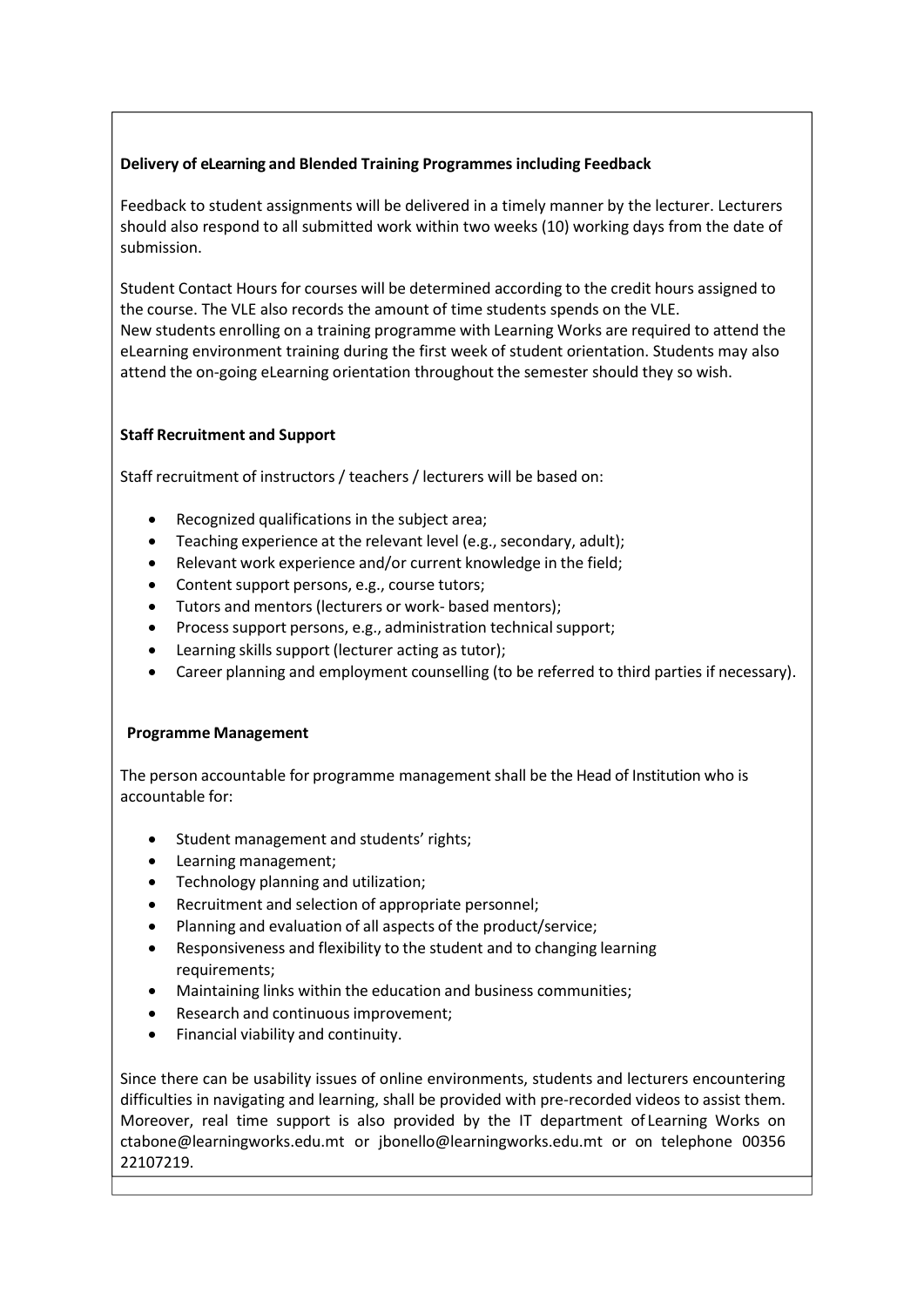**Delivery of eLearning and Blended Training Programmes including Feedback**

Feedback to student assignments will be delivered in a timely manner by the lecturer. Lecturers should also respond to all submitted work within two weeks (10) working days from the date of submission.

Student Contact Hours for courses will be determined according to the credit hours assigned to the course. The VLE also records the amount of time students spends on the VLE.
New students enrolling on a training programme with Learning Works are required to attend the eLearning environment training during the first week of student orientation. Students may also attend the on-going eLearning orientation throughout the semester should they so wish.

**Staff Recruitment and Support**

Staff recruitment of instructors / teachers / lecturers will be based on:

- Recognized qualifications in the subject area;
- Teaching experience at the relevant level (e.g., secondary, adult);
- Relevant work experience and/or current knowledge in the field;
- Content support persons, e.g., course tutors;
- Tutors and mentors (lecturers or work- based mentors);
- Process support persons, e.g., administration technical support;
- Learning skills support (lecturer acting as tutor);
- Career planning and employment counselling (to be referred to third parties if necessary).

**Programme Management**

The person accountable for programme management shall be the Head of Institution who is accountable for:

- Student management and students' rights;
- Learning management;
- Technology planning and utilization;
- Recruitment and selection of appropriate personnel;
- Planning and evaluation of all aspects of the product/service;
- Responsiveness and flexibility to the student and to changing learning requirements;
- Maintaining links within the education and business communities;
- Research and continuous improvement;
- Financial viability and continuity.

Since there can be usability issues of online environments, students and lecturers encountering difficulties in navigating and learning, shall be provided with pre-recorded videos to assist them. Moreover, real time support is also provided by the IT department of Learning Works on ctabone@learningworks.edu.mt or jbonello@learningworks.edu.mt or on telephone 00356 22107219.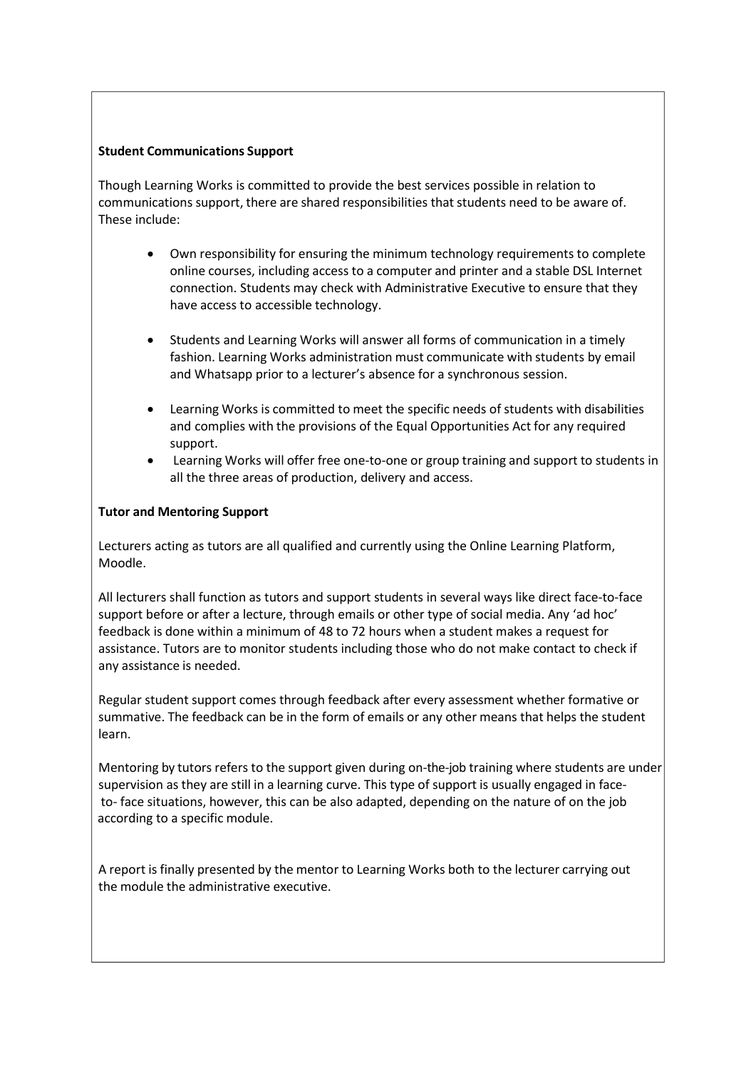**Student Communications Support**

Though Learning Works is committed to provide the best services possible in relation to communications support, there are shared responsibilities that students need to be aware of. These include:

- Own responsibility for ensuring the minimum technology requirements to complete online courses, including access to a computer and printer and a stable DSL Internet connection. Students may check with Administrative Executive to ensure that they have access to accessible technology.
- Students and Learning Works will answer all forms of communication in a timely fashion. Learning Works administration must communicate with students by email and Whatsapp prior to a lecturer's absence for a synchronous session.
- Learning Works is committed to meet the specific needs of students with disabilities and complies with the provisions of the Equal Opportunities Act for any required support.
- Learning Works will offer free one-to-one or group training and support to students in all the three areas of production, delivery and access.

**Tutor and Mentoring Support**

Lecturers acting as tutors are all qualified and currently using the Online Learning Platform, Moodle.

All lecturers shall function as tutors and support students in several ways like direct face-to-face support before or after a lecture, through emails or other type of social media. Any 'ad hoc' feedback is done within a minimum of 48 to 72 hours when a student makes a request for assistance. Tutors are to monitor students including those who do not make contact to check if any assistance is needed.

Regular student support comes through feedback after every assessment whether formative or summative. The feedback can be in the form of emails or any other means that helps the student learn.

Mentoring by tutors refers to the support given during on-the-job training where students are under supervision as they are still in a learning curve. This type of support is usually engaged in face- to- face situations, however, this can be also adapted, depending on the nature of on the job according to a specific module.

A report is finally presented by the mentor to Learning Works both to the lecturer carrying out the module the administrative executive.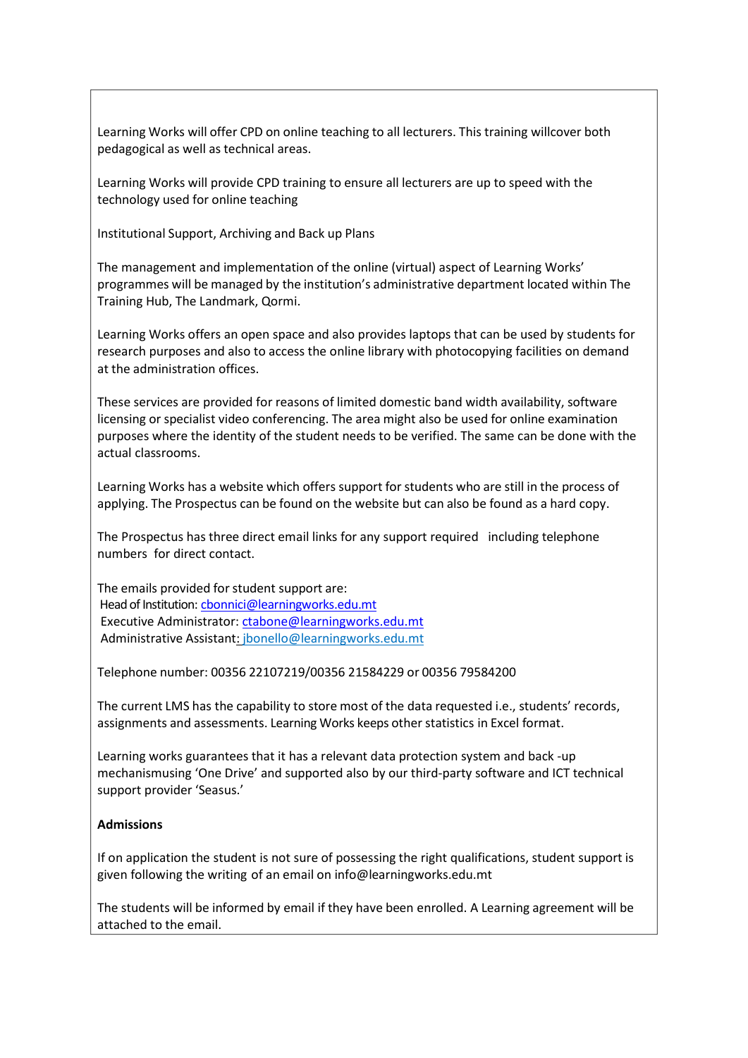Learning Works will offer CPD on online teaching to all lecturers. This training willcover both pedagogical as well as technical areas.

Learning Works will provide CPD training to ensure all lecturers are up to speed with the technology used for online teaching

Institutional Support, Archiving and Back up Plans

The management and implementation of the online (virtual) aspect of Learning Works' programmes will be managed by the institution's administrative department located within The Training Hub, The Landmark, Qormi.

Learning Works offers an open space and also provides laptops that can be used by students for research purposes and also to access the online library with photocopying facilities on demand at the administration offices.

These services are provided for reasons of limited domestic band width availability, software licensing or specialist video conferencing. The area might also be used for online examination purposes where the identity of the student needs to be verified. The same can be done with the actual classrooms.

Learning Works has a website which offers support for students who are still in the process of applying. The Prospectus can be found on the website but can also be found as a hard copy.

The Prospectus has three direct email links for any support required including telephone numbers for direct contact.

The emails provided for student support are:
Head of Institution: cbonnici@learningworks.edu.mt
Executive Administrator: ctabone@learningworks.edu.mt
Administrative Assistant: jbonello@learningworks.edu.mt

Telephone number: 00356 22107219/00356 21584229 or 00356 79584200

The current LMS has the capability to store most of the data requested i.e., students' records, assignments and assessments. Learning Works keeps other statistics in Excel format.

Learning works guarantees that it has a relevant data protection system and back -up mechanismusing 'One Drive' and supported also by our third-party software and ICT technical support provider 'Seasus.'

**Admissions**

If on application the student is not sure of possessing the right qualifications, student support is given following the writing of an email on info@learningworks.edu.mt

The students will be informed by email if they have been enrolled. A Learning agreement will be attached to the email.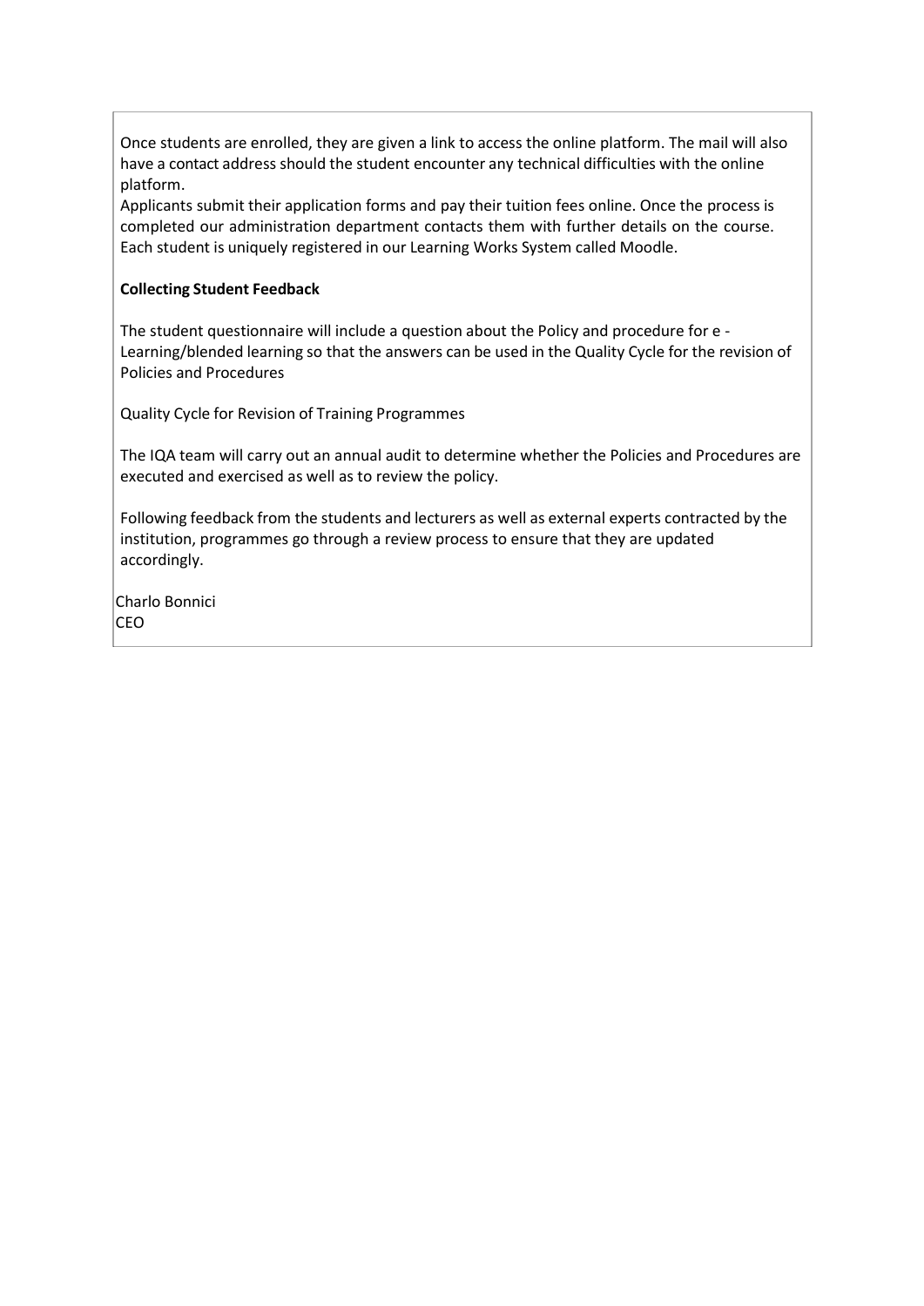Once students are enrolled, they are given a link to access the online platform. The mail will also have a contact address should the student encounter any technical difficulties with the online platform.

Applicants submit their application forms and pay their tuition fees online. Once the process is completed our administration department contacts them with further details on the course. Each student is uniquely registered in our Learning Works System called Moodle.

**Collecting Student Feedback**

The student questionnaire will include a question about the Policy and procedure for e - Learning/blended learning so that the answers can be used in the Quality Cycle for the revision of Policies and Procedures

Quality Cycle for Revision of Training Programmes

The IQA team will carry out an annual audit to determine whether the Policies and Procedures are executed and exercised as well as to review the policy.

Following feedback from the students and lecturers as well as external experts contracted by the institution, programmes go through a review process to ensure that they are updated accordingly.

Charlo Bonnici
CEO